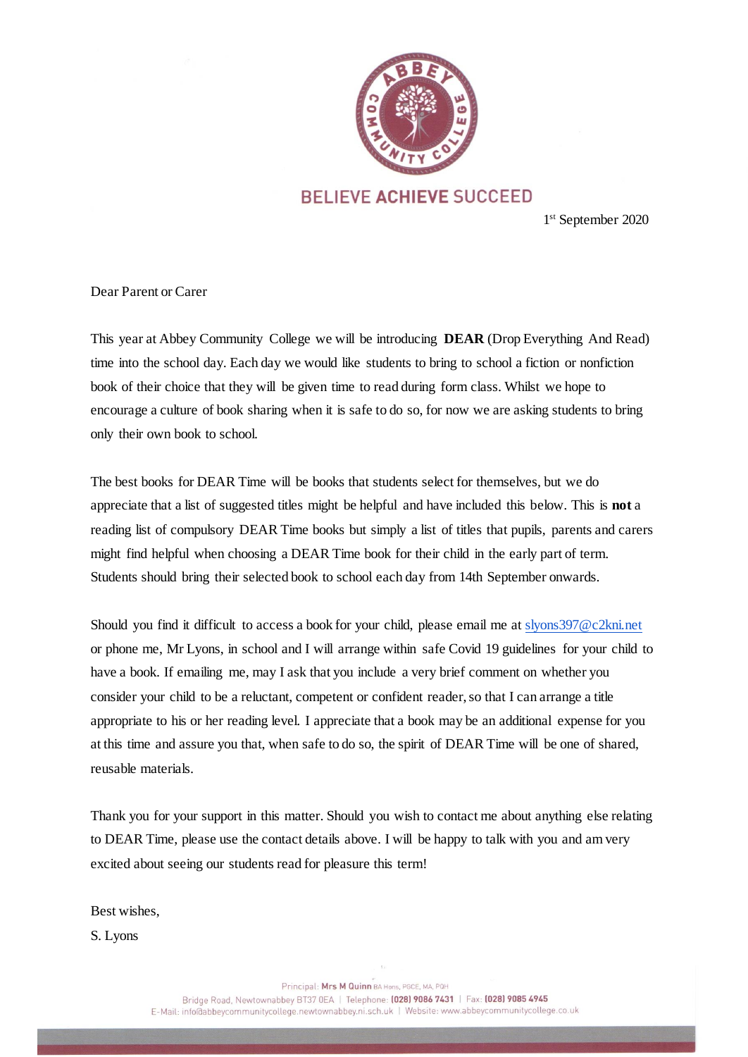BELIEVE **ACHIEVE** SUCCEED

1st September 2020

Dear Parent or Carer

This year at Abbey Community College we will be introducing **DEAR** (Drop Everything And Read) time into the school day. Each day we would like students to bring to school a fiction or nonfiction book of their choice that they will be given time to read during form class. Whilst we hope to encourage a culture of book sharing when it is safe to do so, for now we are asking students to bring only their own book to school.

The best books for DEAR Time will be books that students select for themselves, but we do appreciate that a list of suggested titles might be helpful and have included this below. This is **not** a reading list of compulsory DEAR Time books but simply a list of titles that pupils, parents and carers might find helpful when choosing a DEAR Time book for their child in the early part of term. Students should bring their selected book to school each day from 14th September onwards.

Should you find it difficult to access a book for your child, please email me at slyons397@c2kni.net or phone me, Mr Lyons, in school and I will arrange within safe Covid 19 guidelines for your child to have a book. If emailing me, may I ask that you include a very brief comment on whether you consider your child to be a reluctant, competent or confident reader, so that I can arrange a title appropriate to his or her reading level. I appreciate that a book may be an additional expense for you at this time and assure you that, when safe to do so, the spirit of DEAR Time will be one of shared, reusable materials.

Thank you for your support in this matter. Should you wish to contact me about anything else relating to DEAR Time, please use the contact details above. I will be happy to talk with you and am very excited about seeing our students read for pleasure this term!

Best wishes,

S. Lyons

Principal: **Mrs M Quinn** BA Hons, PGCE, MA, PQH
Bridge Road, Newtownabbey BT37 0EA | Telephone: **(028) 9086 7431** | Fax: **(028) 9085 4945**
E-Mail: info@abbeycommunitycollege.newtownabbey.ni.sch.uk | Website: www.abbeycommunitycollege.co.uk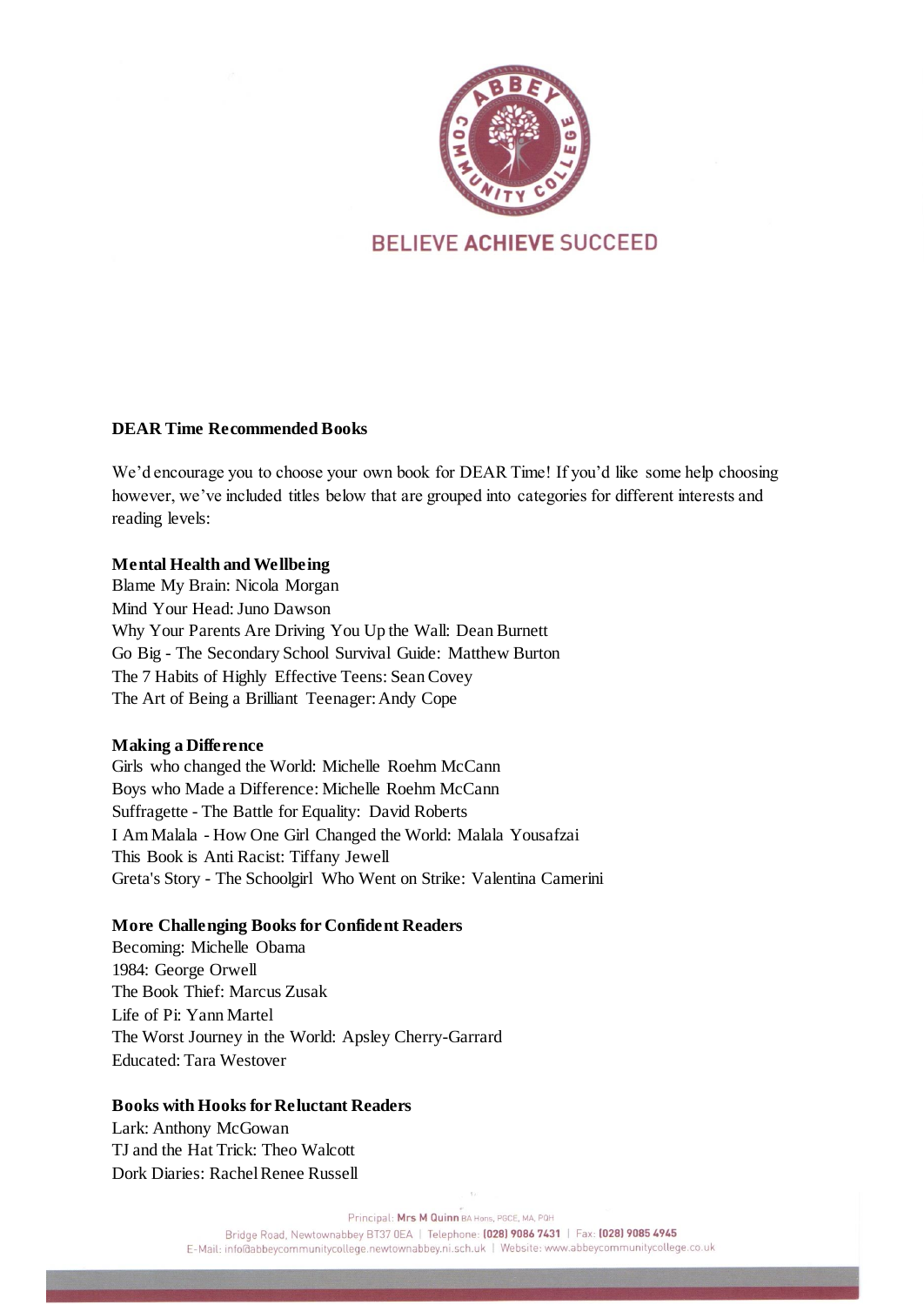**DEAR Time Recommended Books**

We'd encourage you to choose your own book for DEAR Time! If you'd like some help choosing however, we've included titles below that are grouped into categories for different interests and reading levels:

**Mental Health and Wellbeing**

Blame My Brain: Nicola Morgan
Mind Your Head: Juno Dawson
Why Your Parents Are Driving You Up the Wall: Dean Burnett
Go Big - The Secondary School Survival Guide: Matthew Burton
The 7 Habits of Highly Effective Teens: Sean Covey
The Art of Being a Brilliant Teenager: Andy Cope

**Making a Difference**

Girls who changed the World: Michelle Roehm McCann
Boys who Made a Difference: Michelle Roehm McCann
Suffragette - The Battle for Equality: David Roberts
I Am Malala - How One Girl Changed the World: Malala Yousafzai
This Book is Anti Racist: Tiffany Jewell
Greta's Story - The Schoolgirl Who Went on Strike: Valentina Camerini

**More Challenging Books for Confident Readers**

Becoming: Michelle Obama
1984: George Orwell
The Book Thief: Marcus Zusak
Life of Pi: Yann Martel
The Worst Journey in the World: Apsley Cherry-Garrard
Educated: Tara Westover

**Books with Hooks for Reluctant Readers**

Lark: Anthony McGowan
TJ and the Hat Trick: Theo Walcott
Dork Diaries: Rachel Renee Russell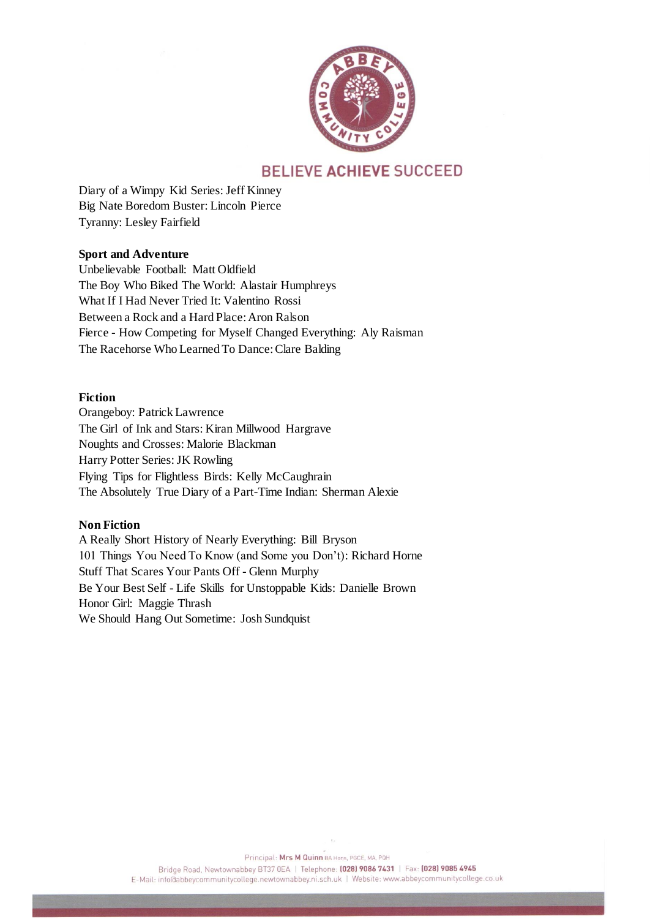Diary of a Wimpy Kid Series: Jeff Kinney
Big Nate Boredom Buster: Lincoln Pierce
Tyranny: Lesley Fairfield

**Sport and Adventure**

Unbelievable Football: Matt Oldfield
The Boy Who Biked The World: Alastair Humphreys
What If I Had Never Tried It: Valentino Rossi
Between a Rock and a Hard Place: Aron Ralson
Fierce - How Competing for Myself Changed Everything: Aly Raisman
The Racehorse Who Learned To Dance: Clare Balding

**Fiction**

Orangeboy: Patrick Lawrence
The Girl of Ink and Stars: Kiran Millwood Hargrave
Noughts and Crosses: Malorie Blackman
Harry Potter Series: JK Rowling
Flying Tips for Flightless Birds: Kelly McCaughrain
The Absolutely True Diary of a Part-Time Indian: Sherman Alexie

**Non Fiction**

A Really Short History of Nearly Everything: Bill Bryson
101 Things You Need To Know (and Some you Don't): Richard Horne
Stuff That Scares Your Pants Off - Glenn Murphy
Be Your Best Self - Life Skills for Unstoppable Kids: Danielle Brown
Honor Girl: Maggie Thrash
We Should Hang Out Sometime: Josh Sundquist